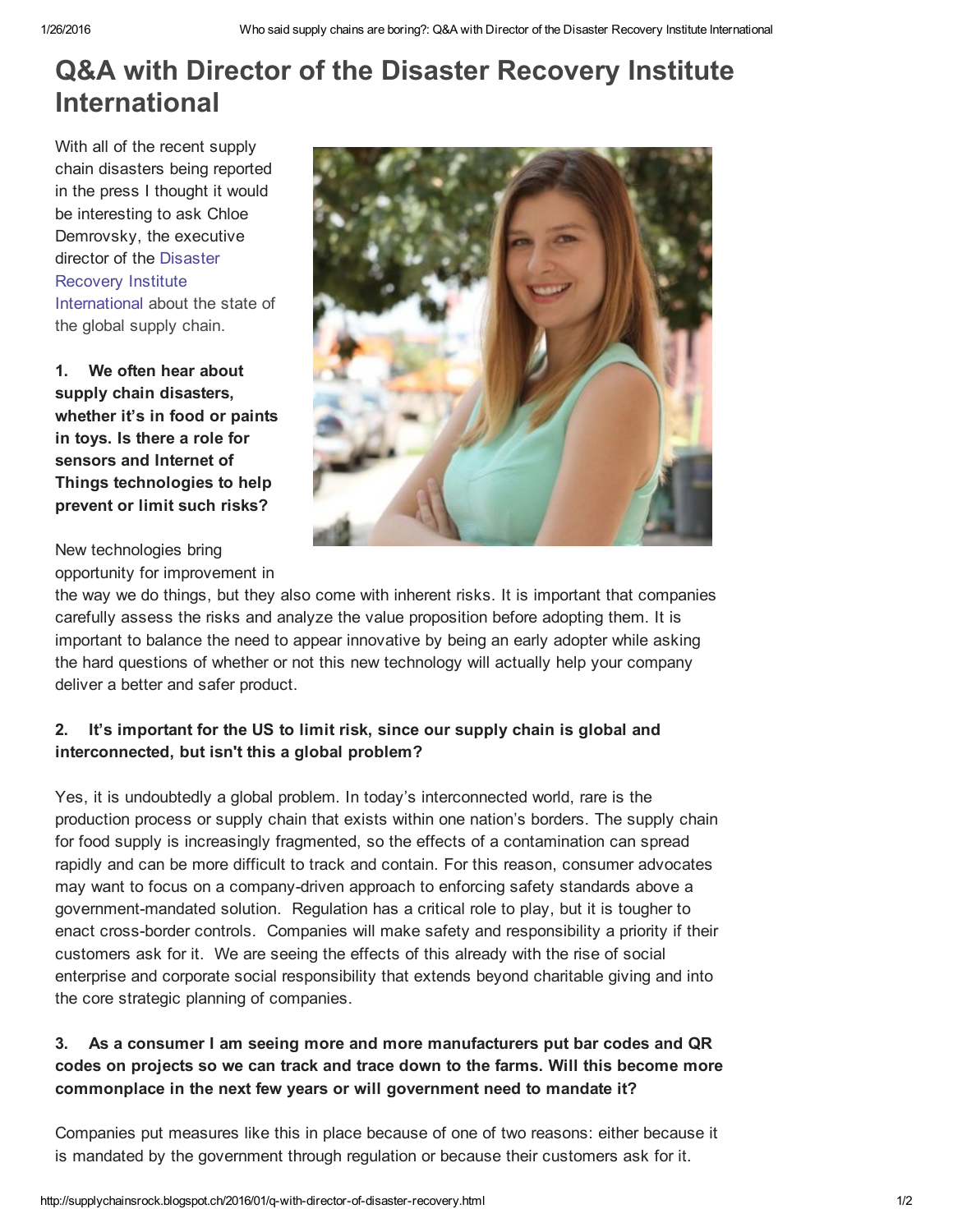# Q&A with Director of the Disaster Recovery Institute International

With all of the recent supply chain disasters being reported in the press I thought it would be interesting to ask Chloe Demrovsky, the executive director of the Disaster Recovery Institute International about the state of the global supply chain.

**1. We often hear about supply chain disasters, whether it's in food or paints in toys. Is there a role for sensors and Internet of Things technologies to help prevent or limit such risks?**

New technologies bring opportunity for improvement in the way we do things, but they also come with inherent risks. It is important that companies carefully assess the risks and analyze the value proposition before adopting them. It is important to balance the need to appear innovative by being an early adopter while asking the hard questions of whether or not this new technology will actually help your company deliver a better and safer product.

**2. It's important for the US to limit risk, since our supply chain is global and interconnected, but isn't this a global problem?**

Yes, it is undoubtedly a global problem. In today's interconnected world, rare is the production process or supply chain that exists within one nation's borders. The supply chain for food supply is increasingly fragmented, so the effects of a contamination can spread rapidly and can be more difficult to track and contain. For this reason, consumer advocates may want to focus on a company-driven approach to enforcing safety standards above a government-mandated solution. Regulation has a critical role to play, but it is tougher to enact cross-border controls. Companies will make safety and responsibility a priority if their customers ask for it. We are seeing the effects of this already with the rise of social enterprise and corporate social responsibility that extends beyond charitable giving and into the core strategic planning of companies.

**3. As a consumer I am seeing more and more manufacturers put bar codes and QR codes on projects so we can track and trace down to the farms. Will this become more commonplace in the next few years or will government need to mandate it?**

Companies put measures like this in place because of one of two reasons: either because it is mandated by the government through regulation or because their customers ask for it.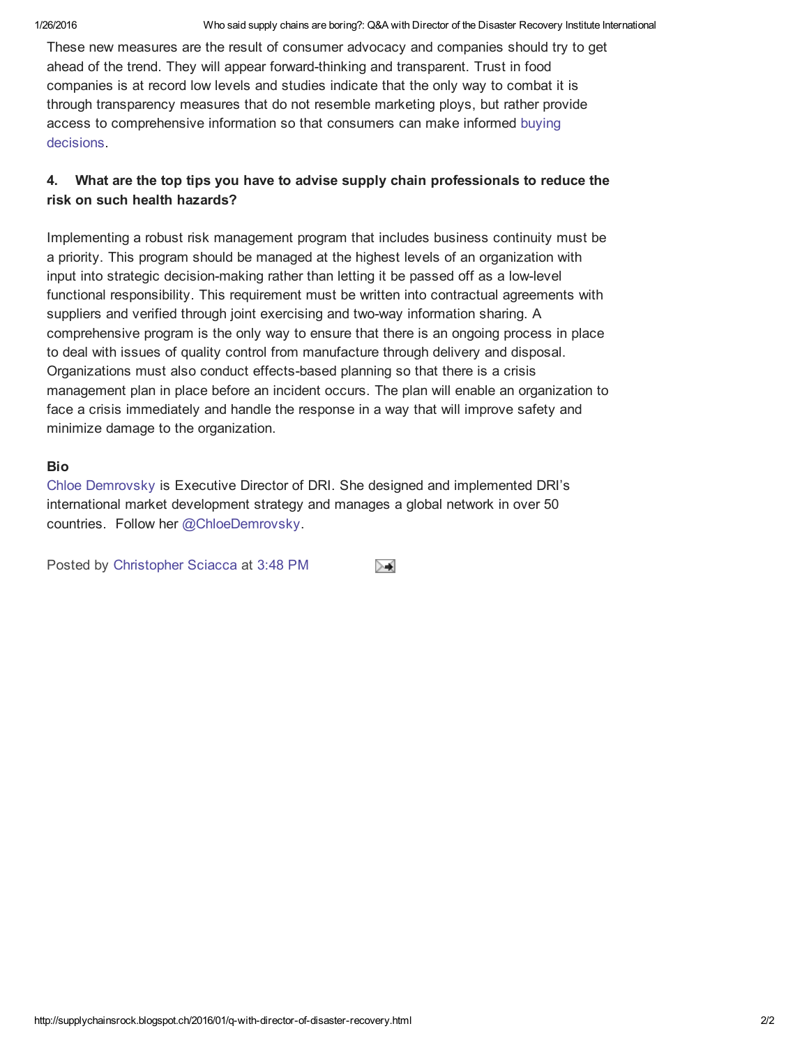These new measures are the result of consumer advocacy and companies should try to get ahead of the trend. They will appear forward-thinking and transparent. Trust in food companies is at record low levels and studies indicate that the only way to combat it is through transparency measures that do not resemble marketing ploys, but rather provide access to comprehensive information so that consumers can make informed buying decisions.

### 4. What are the top tips you have to advise supply chain professionals to reduce the risk on such health hazards?

Implementing a robust risk management program that includes business continuity must be a priority. This program should be managed at the highest levels of an organization with input into strategic decision-making rather than letting it be passed off as a low-level functional responsibility. This requirement must be written into contractual agreements with suppliers and verified through joint exercising and two-way information sharing. A comprehensive program is the only way to ensure that there is an ongoing process in place to deal with issues of quality control from manufacture through delivery and disposal. Organizations must also conduct effects-based planning so that there is a crisis management plan in place before an incident occurs. The plan will enable an organization to face a crisis immediately and handle the response in a way that will improve safety and minimize damage to the organization.

**Bio**

Chloe Demrovsky is Executive Director of DRI. She designed and implemented DRI's international market development strategy and manages a global network in over 50 countries. Follow her @ChloeDemrovsky.

Posted by Christopher Sciacca at 3:48 PM